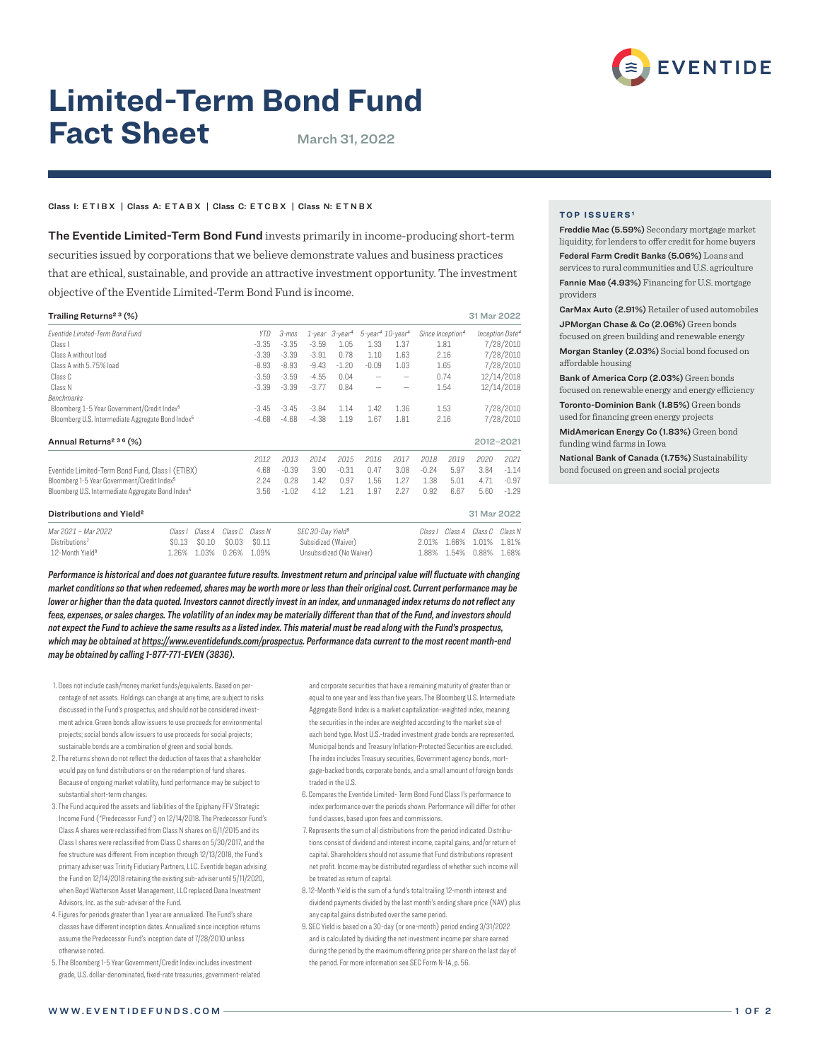# Limited-Term Bond Fund Fact Sheet

March 31, 2022

Class I: ETIBX | Class A: ETABX | Class C: ETCBX | Class N: ETNBX

**The Eventide Limited-Term Bond Fund** invests primarily in income-producing short-term securities issued by corporations that we believe demonstrate values and business practices that are ethical, sustainable, and provide an attractive investment opportunity. The investment objective of the Eventide Limited-Term Bond Fund is income.

## Trailing Returns[2 3] (%)

31 Mar 2022

| *Eventide Limited-Term Bond Fund* | *YTD* | *3-mos* | *1-year* | *3-year*[4] | *5-year*[4] | *10-year*[4] | *Since Inception*[4] | *Inception Date*[4] |
|---|---|---|---|---|---|---|---|---|
| Class I | -3.35 | -3.35 | -3.59 | 1.05 | 1.33 | 1.37 | 1.81 | 7/28/2010 |
| Class A without load | -3.39 | -3.39 | -3.91 | 0.78 | 1.10 | 1.63 | 2.16 | 7/28/2010 |
| Class A with 5.75% load | -8.93 | -8.93 | -9.43 | -1.20 | -0.09 | 1.03 | 1.65 | 7/28/2010 |
| Class C | -3.59 | -3.59 | -4.55 | 0.04 | – | – | 0.74 | 12/14/2018 |
| Class N | -3.39 | -3.39 | -3.77 | 0.84 | – | – | 1.54 | 12/14/2018 |
| *Benchmarks* | | | | | | | | |
| Bloomberg 1-5 Year Government/Credit Index[5] | -3.45 | -3.45 | -3.84 | 1.14 | 1.42 | 1.36 | 1.53 | 7/28/2010 |
| Bloomberg U.S. Intermediate Aggregate Bond Index[5] | -4.68 | -4.68 | -4.38 | 1.19 | 1.67 | 1.81 | 2.16 | 7/28/2010 |

## Annual Returns[2 3 6] (%)

2012–2021

| | *2012* | *2013* | *2014* | *2015* | *2016* | *2017* | *2018* | *2019* | *2020* | *2021* |
|---|---|---|---|---|---|---|---|---|---|---|
| Eventide Limited-Term Bond Fund, Class I (ETIBX) | 4.68 | -0.39 | 3.90 | -0.31 | 0.47 | 3.08 | -0.24 | 5.97 | 3.84 | -1.14 |
| Bloomberg 1-5 Year Government/Credit Index[5] | 2.24 | 0.28 | 1.42 | 0.97 | 1.56 | 1.27 | 1.38 | 5.01 | 4.71 | -0.97 |
| Bloomberg U.S. Intermediate Aggregate Bond Index[5] | 3.56 | -1.02 | 4.12 | 1.21 | 1.97 | 2.27 | 0.92 | 6.67 | 5.60 | -1.29 |

## Distributions and Yield[2]

31 Mar 2022

| *Mar 2021 – Mar 2022* | *Class I* | *Class A* | *Class C* | *Class N* |
|---|---|---|---|---|
| Distributions[7] | $0.13 | $0.10 | $0.03 | $0.11 |
| 12-Month Yield[8] | 1.26% | 1.03% | 0.26% | 1.09% |

| *SEC 30-Day Yield*[9] | *Class I* | *Class A* | *Class C* | *Class N* |
|---|---|---|---|---|
| Subsidized (Waiver) | 2.01% | 1.66% | 1.01% | 1.81% |
| Unsubsidized (No Waiver) | 1.88% | 1.54% | 0.88% | 1.68% |

***Performance is historical and does not guarantee future results. Investment return and principal value will fluctuate with changing market conditions so that when redeemed, shares may be worth more or less than their original cost. Current performance may be lower or higher than the data quoted. Investors cannot directly invest in an index, and unmanaged index returns do not reflect any fees, expenses, or sales charges. The volatility of an index may be materially different than that of the Fund, and investors should not expect the Fund to achieve the same results as a listed index. This material must be read along with the Fund's prospectus, which may be obtained at https://www.eventidefunds.com/prospectus. Performance data current to the most recent month-end may be obtained by calling 1-877-771-EVEN (3836).***

### TOP ISSUERS[1]

**Freddie Mac (5.59%)** Secondary mortgage market liquidity, for lenders to offer credit for home buyers

**Federal Farm Credit Banks (5.06%)** Loans and services to rural communities and U.S. agriculture

**Fannie Mae (4.93%)** Financing for U.S. mortgage providers

**CarMax Auto (2.91%)** Retailer of used automobiles

**JPMorgan Chase & Co (2.06%)** Green bonds focused on green building and renewable energy

**Morgan Stanley (2.03%)** Social bond focused on affordable housing

**Bank of America Corp (2.03%)** Green bonds focused on renewable energy and energy efficiency

**Toronto-Dominion Bank (1.85%)** Green bonds used for financing green energy projects

**MidAmerican Energy Co (1.83%)** Green bond funding wind farms in Iowa

**National Bank of Canada (1.75%)** Sustainability bond focused on green and social projects

1. Does not include cash/money market funds/equivalents. Based on percentage of net assets. Holdings can change at any time, are subject to risks discussed in the Fund's prospectus, and should not be considered investment advice. Green bonds allow issuers to use proceeds for environmental projects; social bonds allow issuers to use proceeds for social projects; sustainable bonds are a combination of green and social bonds.
2. The returns shown do not reflect the deduction of taxes that a shareholder would pay on fund distributions or on the redemption of fund shares. Because of ongoing market volatility, fund performance may be subject to substantial short-term changes.
3. The Fund acquired the assets and liabilities of the Epiphany FFV Strategic Income Fund ("Predecessor Fund") on 12/14/2018. The Predecessor Fund's Class A shares were reclassified from Class N shares on 6/1/2015 and its Class I shares were reclassified from Class C shares on 5/30/2017, and the fee structure was different. From inception through 12/13/2018, the Fund's primary adviser was Trinity Fiduciary Partners, LLC. Eventide began advising the Fund on 12/14/2018 retaining the existing sub-adviser until 5/11/2020, when Boyd Watterson Asset Management, LLC replaced Dana Investment Advisors, Inc. as the sub-adviser of the Fund.
4. Figures for periods greater than 1 year are annualized. The Fund's share classes have different inception dates. Annualized since inception returns assume the Predecessor Fund's inception date of 7/28/2010 unless otherwise noted.
5. The Bloomberg 1-5 Year Government/Credit Index includes investment grade, U.S. dollar-denominated, fixed-rate treasuries, government-related and corporate securities that have a remaining maturity of greater than or equal to one year and less than five years. The Bloomberg U.S. Intermediate Aggregate Bond Index is a market capitalization-weighted index, meaning the securities in the index are weighted according to the market size of each bond type. Most U.S.-traded investment grade bonds are represented. Municipal bonds and Treasury Inflation-Protected Securities are excluded. The index includes Treasury securities, Government agency bonds, mortgage-backed bonds, corporate bonds, and a small amount of foreign bonds traded in the U.S.
6. Compares the Eventide Limited- Term Bond Fund Class I's performance to index performance over the periods shown. Performance will differ for other fund classes, based upon fees and commissions.
7. Represents the sum of all distributions from the period indicated. Distributions consist of dividend and interest income, capital gains, and/or return of capital. Shareholders should not assume that Fund distributions represent net profit. Income may be distributed regardless of whether such income will be treated as return of capital.
8. 12-Month Yield is the sum of a fund's total trailing 12-month interest and dividend payments divided by the last month's ending share price (NAV) plus any capital gains distributed over the same period.
9. SEC Yield is based on a 30-day (or one-month) period ending 3/31/2022 and is calculated by dividing the net investment income per share earned during the period by the maximum offering price per share on the last day of the period. For more information see SEC Form N-1A, p. 56.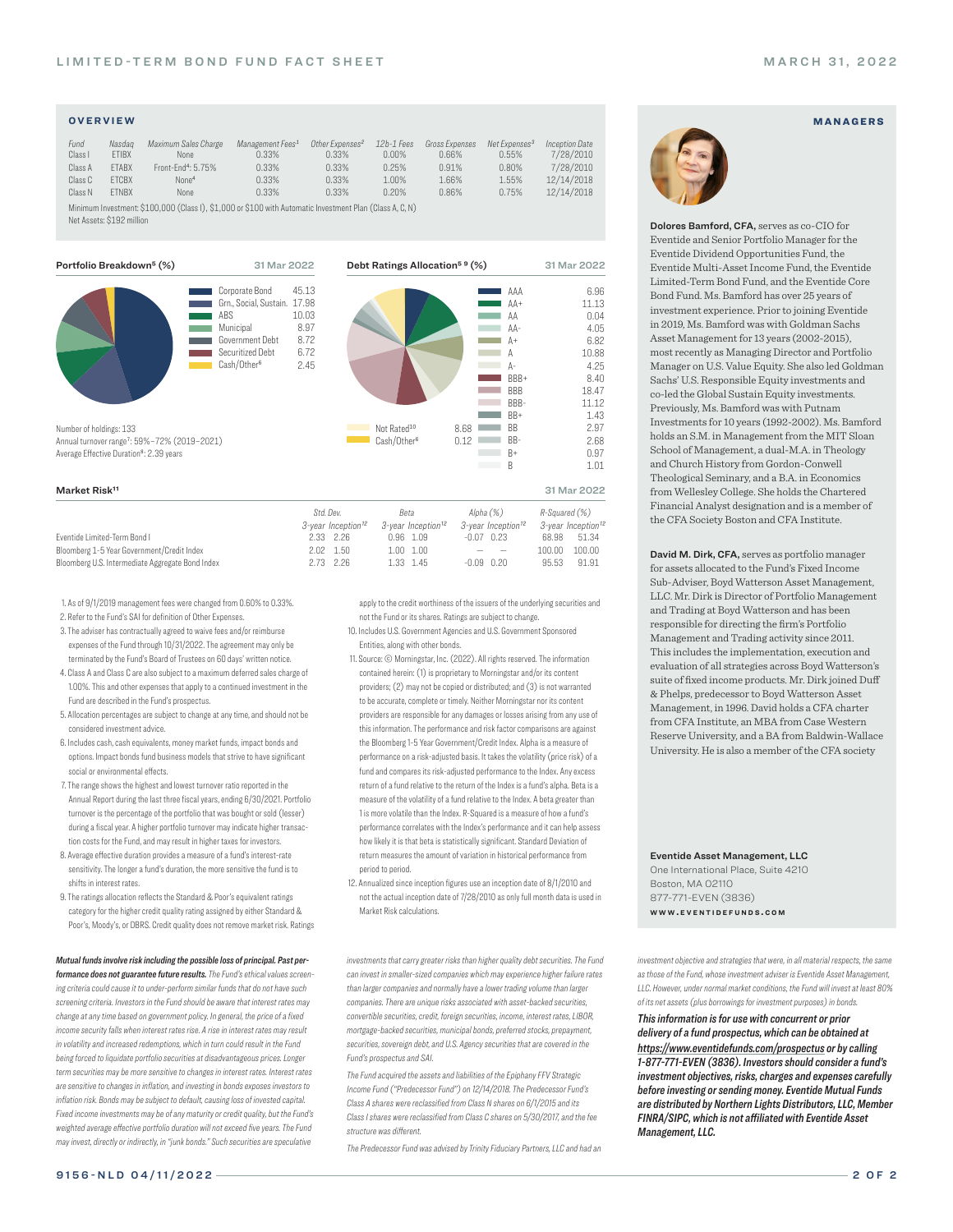# LIMITED-TERM BOND FUND FACT SHEET

MARCH 31, 2022

## OVERVIEW

| Fund | Nasdaq | Maximum Sales Charge | Management Fees[1] | Other Expenses[2] | 12b-1 Fees | Gross Expenses | Net Expenses[3] | Inception Date |
|---|---|---|---|---|---|---|---|---|
| Class I | ETIBX | None | 0.33% | 0.33% | 0.00% | 0.66% | 0.55% | 7/28/2010 |
| Class A | ETABX | Front-End[4]: 5.75% | 0.33% | 0.33% | 0.25% | 0.91% | 0.80% | 7/28/2010 |
| Class C | ETCBX | None[4] | 0.33% | 0.33% | 1.00% | 1.66% | 1.55% | 12/14/2018 |
| Class N | ETNBX | None | 0.33% | 0.33% | 0.20% | 0.86% | 0.75% | 12/14/2018 |

Minimum Investment: $100,000 (Class I), $1,000 or $100 with Automatic Investment Plan (Class A, C, N)

Net Assets: $192 million

### Portfolio Breakdown[5] (%)

31 Mar 2022

Corporate Bond 45.13
Grn., Social, Sustain. 17.98
ABS 10.03
Municipal 8.97
Government Debt 8.72
Securitized Debt 6.72
Cash/Other[6] 2.45

Number of holdings: 133
Annual turnover range[7]: 59%–72% (2019–2021)
Average Effective Duration[8]: 2.39 years

### Debt Ratings Allocation[5 9] (%)

31 Mar 2022

AAA 6.96
AA+ 11.13
AA 0.04
AA- 4.05
A+ 6.82
A 10.88
A- 4.25
BBB+ 8.40
BBB 18.47
BBB- 11.12
BB+ 1.43
BB 2.97
BB- 2.68
B+ 0.97
B 1.01
Not Rated[10] 8.68
Cash/Other[6] 0.12

### Market Risk[11]

31 Mar 2022

| | Std. Dev. | | Beta | | Alpha (%) | | R-Squared (%) | |
|---|---|---|---|---|---|---|---|---|
| | 3-year | Inception[12] | 3-year | Inception[12] | 3-year | Inception[12] | 3-year | Inception[12] |
| Eventide Limited-Term Bond I | 2.33 | 2.26 | 0.96 | 1.09 | -0.07 | 0.23 | 68.98 | 51.34 |
| Bloomberg 1-5 Year Government/Credit Index | 2.02 | 1.50 | 1.00 | 1.00 | — | — | 100.00 | 100.00 |
| Bloomberg U.S. Intermediate Aggregate Bond Index | 2.73 | 2.26 | 1.33 | 1.45 | -0.09 | 0.20 | 95.53 | 91.91 |

1. As of 9/1/2019 management fees were changed from 0.60% to 0.33%.
2. Refer to the Fund's SAI for definition of Other Expenses.
3. The adviser has contractually agreed to waive fees and/or reimburse expenses of the Fund through 10/31/2022. The agreement may only be terminated by the Fund's Board of Trustees on 60 days' written notice.
4. Class A and Class C are also subject to a maximum deferred sales charge of 1.00%. This and other expenses that apply to a continued investment in the Fund are described in the Fund's prospectus.
5. Allocation percentages are subject to change at any time, and should not be considered investment advice.
6. Includes cash, cash equivalents, money market funds, impact bonds and options. Impact bonds fund business models that strive to have significant social or environmental effects.
7. The range shows the highest and lowest turnover ratio reported in the Annual Report during the last three fiscal years, ending 6/30/2021. Portfolio turnover is the percentage of the portfolio that was bought or sold (lesser) during a fiscal year. A higher portfolio turnover may indicate higher transaction costs for the Fund, and may result in higher taxes for investors.
8. Average effective duration provides a measure of a fund's interest-rate sensitivity. The longer a fund's duration, the more sensitive the fund is to shifts in interest rates.
9. The ratings allocation reflects the Standard & Poor's equivalent ratings category for the higher credit quality rating assigned by either Standard & Poor's, Moody's, or DBRS. Credit quality does not remove market risk. Ratings apply to the credit worthiness of the issuers of the underlying securities and not the Fund or its shares. Ratings are subject to change.
10. Includes U.S. Government Agencies and U.S. Government Sponsored Entities, along with other bonds.
11. Source: © Morningstar, Inc. (2022). All rights reserved. The information contained herein: (1) is proprietary to Morningstar and/or its content providers; (2) may not be copied or distributed; and (3) is not warranted to be accurate, complete or timely. Neither Morningstar nor its content providers are responsible for any damages or losses arising from any use of this information. The performance and risk factor comparisons are against the Bloomberg 1-5 Year Government/Credit Index. Alpha is a measure of performance on a risk-adjusted basis. It takes the volatility (price risk) of a fund and compares its risk-adjusted performance to the Index. Any excess return of a fund relative to the return of the Index is a fund's alpha. Beta is a measure of the volatility of a fund relative to the Index. A beta greater than 1 is more volatile than the Index. R-Squared is a measure of how a fund's performance correlates with the Index's performance and it can help assess how likely it is that beta is statistically significant. Standard Deviation of return measures the amount of variation in historical performance from period to period.
12. Annualized since inception figures use an inception date of 8/1/2010 and not the actual inception date of 7/28/2010 as only full month data is used in Market Risk calculations.

***Mutual funds involve risk including the possible loss of principal. Past performance does not guarantee future results.*** *The Fund's ethical values screening criteria could cause it to under-perform similar funds that do not have such screening criteria. Investors in the Fund should be aware that interest rates may change at any time based on government policy. In general, the price of a fixed income security falls when interest rates rise. A rise in interest rates may result in volatility and increased redemptions, which in turn could result in the Fund being forced to liquidate portfolio securities at disadvantageous prices. Longer term securities may be more sensitive to changes in interest rates. Interest rates are sensitive to changes in inflation, and investing in bonds exposes investors to inflation risk. Bonds may be subject to default, causing loss of invested capital. Fixed income investments may be of any maturity or credit quality, but the Fund's weighted average effective portfolio duration will not exceed five years. The Fund may invest, directly or indirectly, in "junk bonds." Such securities are speculative investments that carry greater risks than higher quality debt securities. The Fund can invest in smaller-sized companies which may experience higher failure rates than larger companies and normally have a lower trading volume than larger companies. There are unique risks associated with asset-backed securities, convertible securities, credit, foreign securities, income, interest rates, LIBOR, mortgage-backed securities, municipal bonds, preferred stocks, prepayment, securities, sovereign debt, and U.S. Agency securities that are covered in the Fund's prospectus and SAI.*

*The Fund acquired the assets and liabilities of the Epiphany FFV Strategic Income Fund ("Predecessor Fund") on 12/14/2018. The Predecessor Fund's Class A shares were reclassified from Class N shares on 6/1/2015 and its Class I shares were reclassified from Class C shares on 5/30/2017, and the fee structure was different.*

*The Predecessor Fund was advised by Trinity Fiduciary Partners, LLC and had an investment objective and strategies that were, in all material respects, the same as those of the Fund, whose investment adviser is Eventide Asset Management, LLC. However, under normal market conditions, the Fund will invest at least 80% of its net assets (plus borrowings for investment purposes) in bonds.*

***This information is for use with concurrent or prior delivery of a fund prospectus, which can be obtained at https://www.eventidefunds.com/prospectus or by calling 1-877-771-EVEN (3836). Investors should consider a fund's investment objectives, risks, charges and expenses carefully before investing or sending money. Eventide Mutual Funds are distributed by Northern Lights Distributors, LLC, Member FINRA/SIPC, which is not affiliated with Eventide Asset Management, LLC.***

## MANAGERS

**Dolores Bamford, CFA,** serves as co-CIO for Eventide and Senior Portfolio Manager for the Eventide Dividend Opportunities Fund, the Eventide Multi-Asset Income Fund, the Eventide Limited-Term Bond Fund, and the Eventide Core Bond Fund. Ms. Bamford has over 25 years of investment experience. Prior to joining Eventide in 2019, Ms. Bamford was with Goldman Sachs Asset Management for 13 years (2002-2015), most recently as Managing Director and Portfolio Manager on U.S. Value Equity. She also led Goldman Sachs' U.S. Responsible Equity investments and co-led the Global Sustain Equity investments. Previously, Ms. Bamford was with Putnam Investments for 10 years (1992-2002). Ms. Bamford holds an S.M. in Management from the MIT Sloan School of Management, a dual-M.A. in Theology and Church History from Gordon-Conwell Theological Seminary, and a B.A. in Economics from Wellesley College. She holds the Chartered Financial Analyst designation and is a member of the CFA Society Boston and CFA Institute.

**David M. Dirk, CFA,** serves as portfolio manager for assets allocated to the Fund's Fixed Income Sub-Adviser, Boyd Watterson Asset Management, LLC. Mr. Dirk is Director of Portfolio Management and Trading at Boyd Watterson and has been responsible for directing the firm's Portfolio Management and Trading activity since 2011. This includes the implementation, execution and evaluation of all strategies across Boyd Watterson's suite of fixed income products. Mr. Dirk joined Duff & Phelps, predecessor to Boyd Watterson Asset Management, in 1996. David holds a CFA charter from CFA Institute, an MBA from Case Western Reserve University, and a BA from Baldwin-Wallace University. He is also a member of the CFA society

**Eventide Asset Management, LLC**
One International Place, Suite 4210
Boston, MA 02110
877-771-EVEN (3836)
WWW.EVENTIDEFUNDS.COM

9156-NLD 04/11/2022